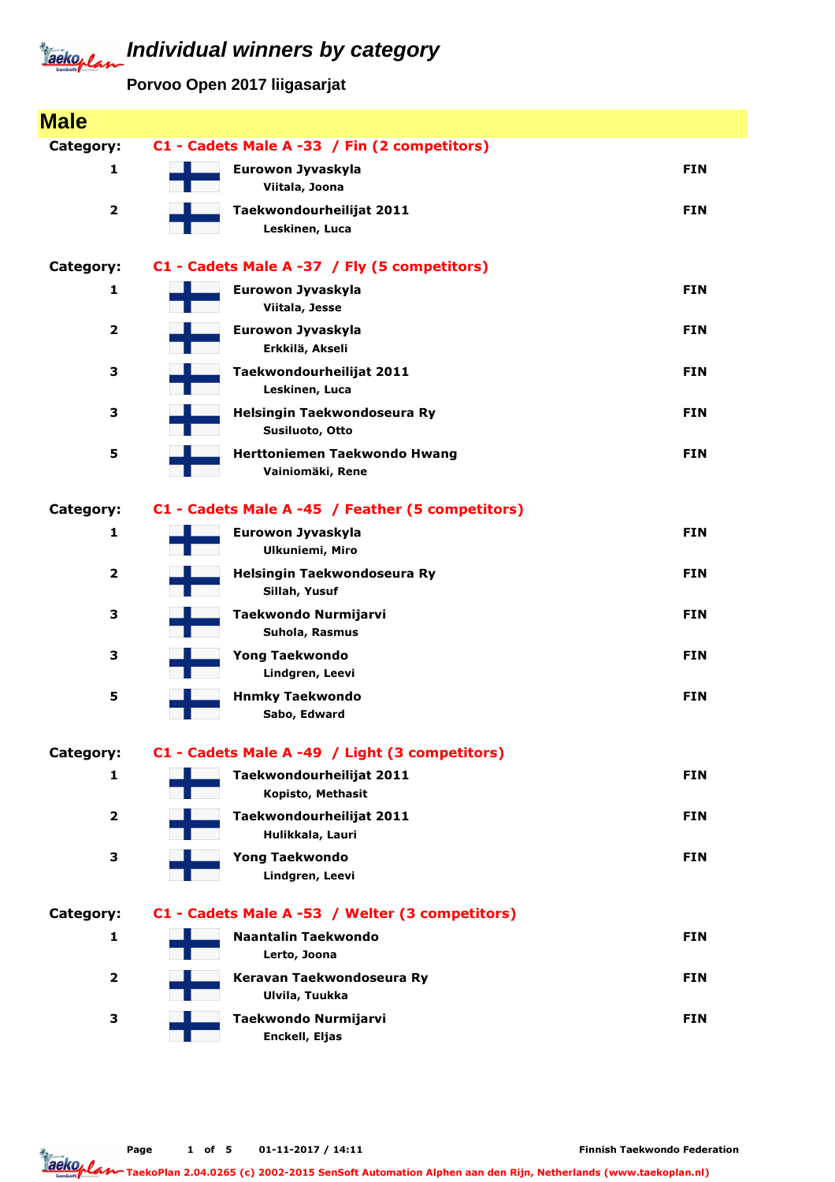# *Individual winners by category*

**Porvoo Open 2017 liigasarjat**

## Male

**Category: C1 - Cadets Male A -33 / Fin (2 competitors)**

| Place | Club / Name | Country |
|---|---|---|
| 1 | Eurowon Jyvaskyla<br>Viitala, Joona | FIN |
| 2 | Taekwondourheilijat 2011<br>Leskinen, Luca | FIN |

**Category: C1 - Cadets Male A -37 / Fly (5 competitors)**

| Place | Club / Name | Country |
|---|---|---|
| 1 | Eurowon Jyvaskyla<br>Viitala, Jesse | FIN |
| 2 | Eurowon Jyvaskyla<br>Erkkilä, Akseli | FIN |
| 3 | Taekwondourheilijat 2011<br>Leskinen, Luca | FIN |
| 3 | Helsingin Taekwondoseura Ry<br>Susiluoto, Otto | FIN |
| 5 | Herttoniemen Taekwondo Hwang<br>Vainiomäki, Rene | FIN |

**Category: C1 - Cadets Male A -45 / Feather (5 competitors)**

| Place | Club / Name | Country |
|---|---|---|
| 1 | Eurowon Jyvaskyla<br>Ulkuniemi, Miro | FIN |
| 2 | Helsingin Taekwondoseura Ry<br>Sillah, Yusuf | FIN |
| 3 | Taekwondo Nurmijarvi<br>Suhola, Rasmus | FIN |
| 3 | Yong Taekwondo<br>Lindgren, Leevi | FIN |
| 5 | Hnmky Taekwondo<br>Sabo, Edward | FIN |

**Category: C1 - Cadets Male A -49 / Light (3 competitors)**

| Place | Club / Name | Country |
|---|---|---|
| 1 | Taekwondourheilijat 2011<br>Kopisto, Methasit | FIN |
| 2 | Taekwondourheilijat 2011<br>Hulikkala, Lauri | FIN |
| 3 | Yong Taekwondo<br>Lindgren, Leevi | FIN |

**Category: C1 - Cadets Male A -53 / Welter (3 competitors)**

| Place | Club / Name | Country |
|---|---|---|
| 1 | Naantalin Taekwondo<br>Lerto, Joona | FIN |
| 2 | Keravan Taekwondoseura Ry<br>Ulvila, Tuukka | FIN |
| 3 | Taekwondo Nurmijarvi<br>Enckell, Eljas | FIN |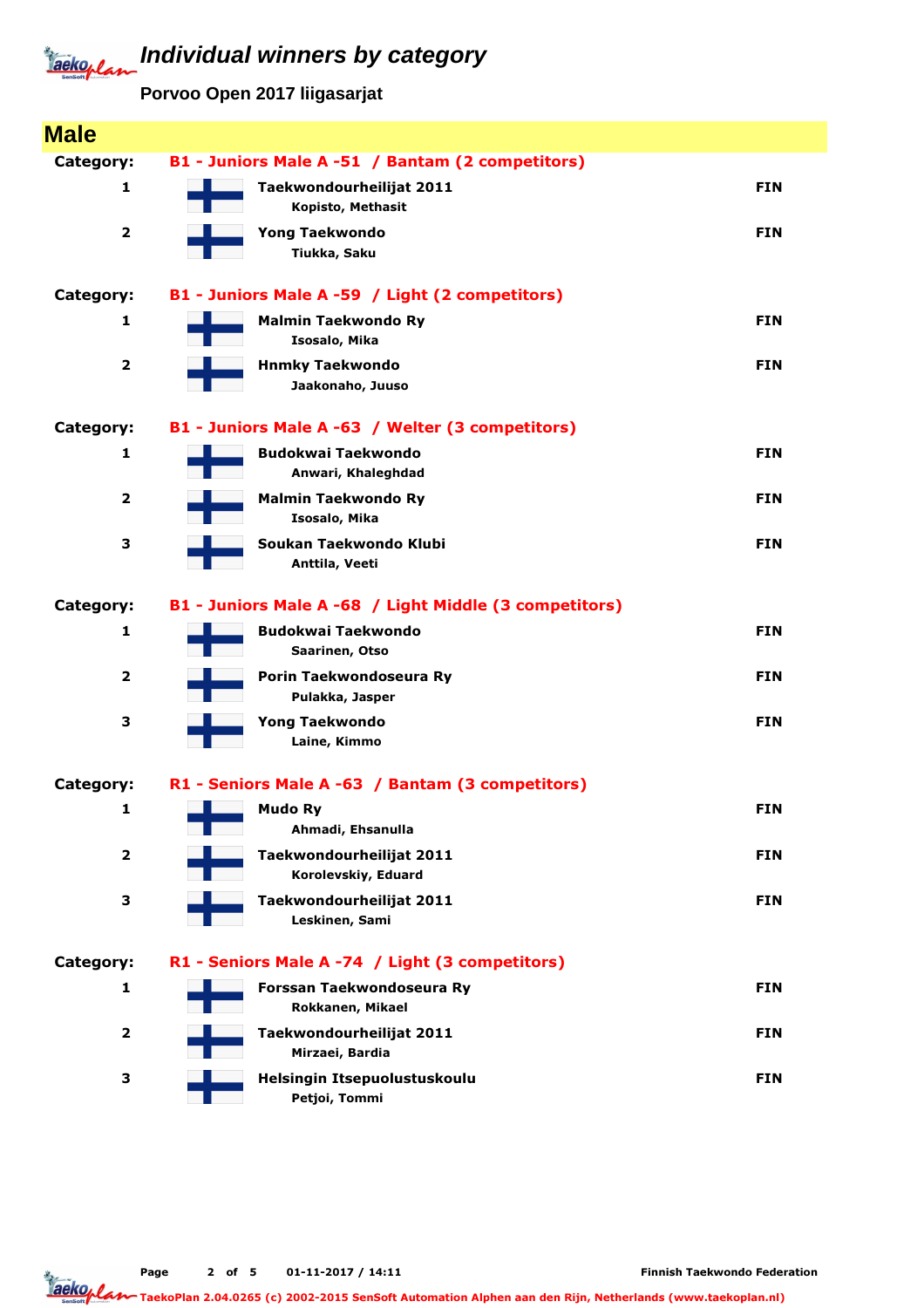# Individual winners by category

**Porvoo Open 2017 liigasarjat**

## Male

**Category: B1 - Juniors Male A -51 / Bantam (2 competitors)**

| Place | Club / Name | Country |
|---|---|---|
| 1 | **Taekwondourheilijat 2011**<br>Kopisto, Methasit | FIN |
| 2 | **Yong Taekwondo**<br>Tiukka, Saku | FIN |

**Category: B1 - Juniors Male A -59 / Light (2 competitors)**

| Place | Club / Name | Country |
|---|---|---|
| 1 | **Malmin Taekwondo Ry**<br>Isosalo, Mika | FIN |
| 2 | **Hnmky Taekwondo**<br>Jaakonaho, Juuso | FIN |

**Category: B1 - Juniors Male A -63 / Welter (3 competitors)**

| Place | Club / Name | Country |
|---|---|---|
| 1 | **Budokwai Taekwondo**<br>Anwari, Khaleghdad | FIN |
| 2 | **Malmin Taekwondo Ry**<br>Isosalo, Mika | FIN |
| 3 | **Soukan Taekwondo Klubi**<br>Anttila, Veeti | FIN |

**Category: B1 - Juniors Male A -68 / Light Middle (3 competitors)**

| Place | Club / Name | Country |
|---|---|---|
| 1 | **Budokwai Taekwondo**<br>Saarinen, Otso | FIN |
| 2 | **Porin Taekwondoseura Ry**<br>Pulakka, Jasper | FIN |
| 3 | **Yong Taekwondo**<br>Laine, Kimmo | FIN |

**Category: R1 - Seniors Male A -63 / Bantam (3 competitors)**

| Place | Club / Name | Country |
|---|---|---|
| 1 | **Mudo Ry**<br>Ahmadi, Ehsanulla | FIN |
| 2 | **Taekwondourheilijat 2011**<br>Korolevskiy, Eduard | FIN |
| 3 | **Taekwondourheilijat 2011**<br>Leskinen, Sami | FIN |

**Category: R1 - Seniors Male A -74 / Light (3 competitors)**

| Place | Club / Name | Country |
|---|---|---|
| 1 | **Forssan Taekwondoseura Ry**<br>Rokkanen, Mikael | FIN |
| 2 | **Taekwondourheilijat 2011**<br>Mirzaei, Bardia | FIN |
| 3 | **Helsingin Itsepuolustuskoulu**<br>Petjoi, Tommi | FIN |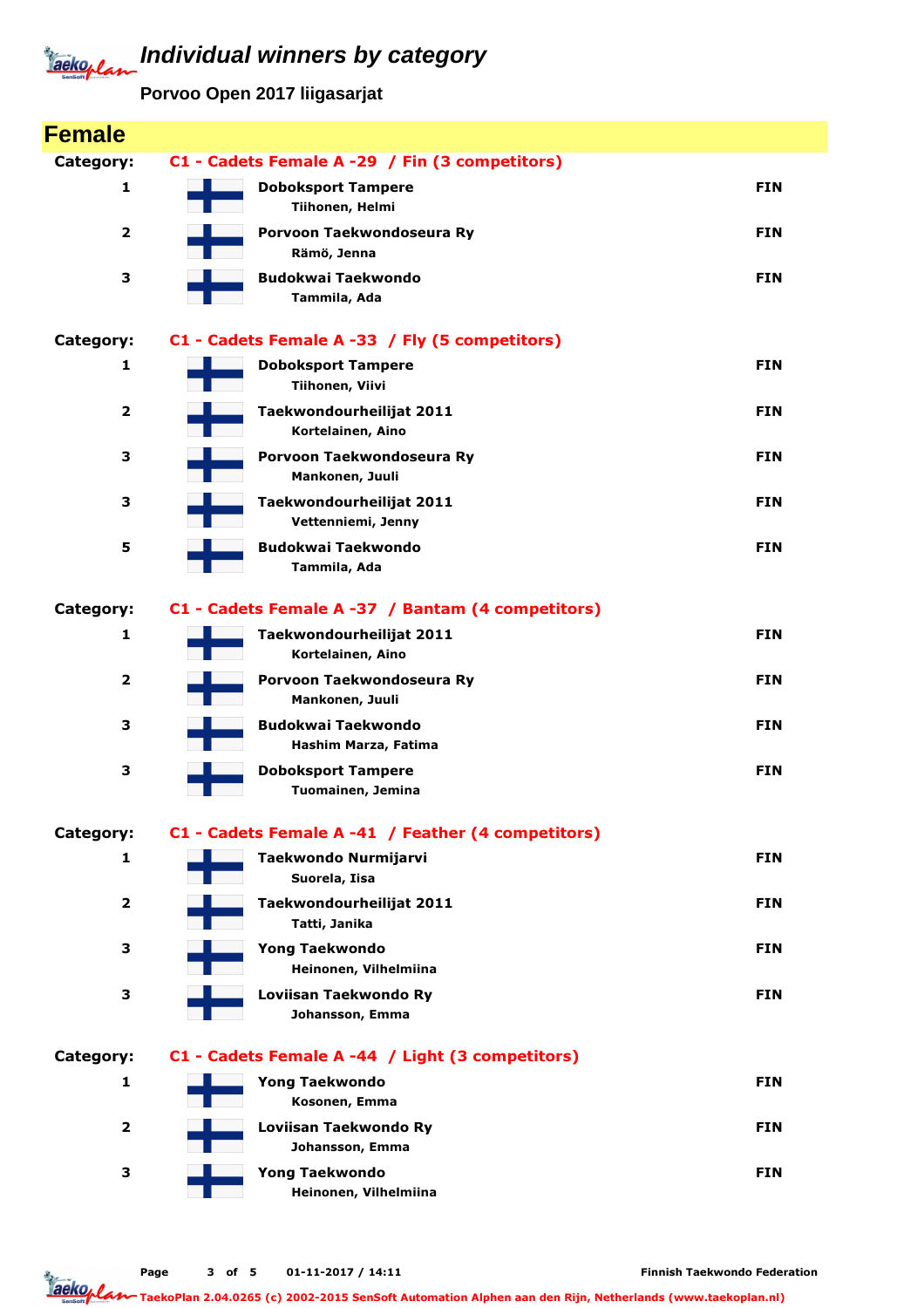# Individual winners by category

**Porvoo Open 2017 liigasarjat**

## Female

**Category: C1 - Cadets Female A -29 / Fin (3 competitors)**

| Place | Club / Name | Country |
|---|---|---|
| 1 | **Doboksport Tampere**<br>Tiihonen, Helmi | FIN |
| 2 | **Porvoon Taekwondoseura Ry**<br>Rämö, Jenna | FIN |
| 3 | **Budokwai Taekwondo**<br>Tammila, Ada | FIN |

**Category: C1 - Cadets Female A -33 / Fly (5 competitors)**

| Place | Club / Name | Country |
|---|---|---|
| 1 | **Doboksport Tampere**<br>Tiihonen, Viivi | FIN |
| 2 | **Taekwondourheilijat 2011**<br>Kortelainen, Aino | FIN |
| 3 | **Porvoon Taekwondoseura Ry**<br>Mankonen, Juuli | FIN |
| 3 | **Taekwondourheilijat 2011**<br>Vettenniemi, Jenny | FIN |
| 5 | **Budokwai Taekwondo**<br>Tammila, Ada | FIN |

**Category: C1 - Cadets Female A -37 / Bantam (4 competitors)**

| Place | Club / Name | Country |
|---|---|---|
| 1 | **Taekwondourheilijat 2011**<br>Kortelainen, Aino | FIN |
| 2 | **Porvoon Taekwondoseura Ry**<br>Mankonen, Juuli | FIN |
| 3 | **Budokwai Taekwondo**<br>Hashim Marza, Fatima | FIN |
| 3 | **Doboksport Tampere**<br>Tuomainen, Jemina | FIN |

**Category: C1 - Cadets Female A -41 / Feather (4 competitors)**

| Place | Club / Name | Country |
|---|---|---|
| 1 | **Taekwondo Nurmijarvi**<br>Suorela, Iisa | FIN |
| 2 | **Taekwondourheilijat 2011**<br>Tatti, Janika | FIN |
| 3 | **Yong Taekwondo**<br>Heinonen, Vilhelmiina | FIN |
| 3 | **Loviisan Taekwondo Ry**<br>Johansson, Emma | FIN |

**Category: C1 - Cadets Female A -44 / Light (3 competitors)**

| Place | Club / Name | Country |
|---|---|---|
| 1 | **Yong Taekwondo**<br>Kosonen, Emma | FIN |
| 2 | **Loviisan Taekwondo Ry**<br>Johansson, Emma | FIN |
| 3 | **Yong Taekwondo**<br>Heinonen, Vilhelmiina | FIN |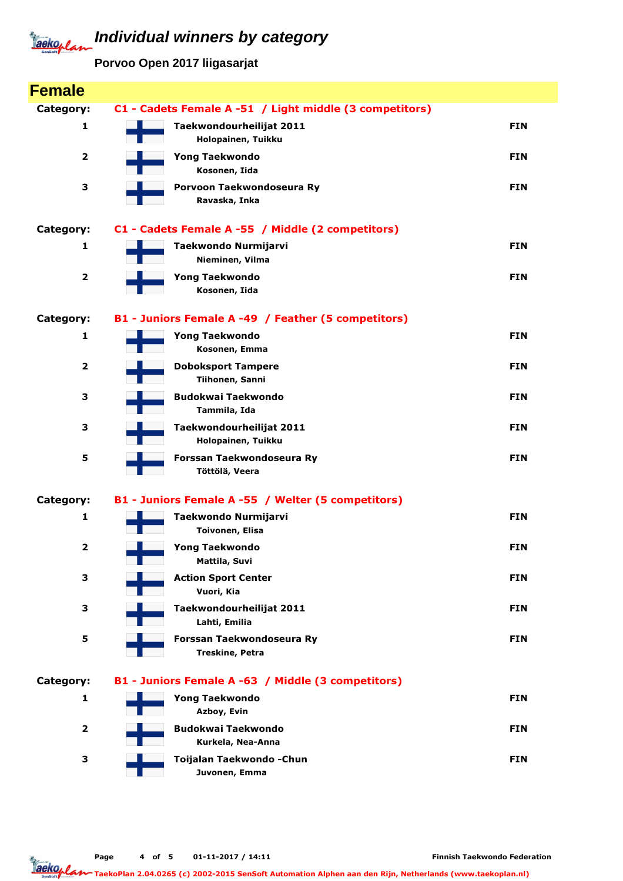# Individual winners by category

**Porvoo Open 2017 liigasarjat**

## Female

**Category: C1 - Cadets Female A -51 / Light middle (3 competitors)**

| Place | Club / Name | Country |
|---|---|---|
| 1 | Taekwondourheilijat 2011<br>Holopainen, Tuikku | FIN |
| 2 | Yong Taekwondo<br>Kosonen, Iida | FIN |
| 3 | Porvoon Taekwondoseura Ry<br>Ravaska, Inka | FIN |

**Category: C1 - Cadets Female A -55 / Middle (2 competitors)**

| Place | Club / Name | Country |
|---|---|---|
| 1 | Taekwondo Nurmijarvi<br>Nieminen, Vilma | FIN |
| 2 | Yong Taekwondo<br>Kosonen, Iida | FIN |

**Category: B1 - Juniors Female A -49 / Feather (5 competitors)**

| Place | Club / Name | Country |
|---|---|---|
| 1 | Yong Taekwondo<br>Kosonen, Emma | FIN |
| 2 | Doboksport Tampere<br>Tiihonen, Sanni | FIN |
| 3 | Budokwai Taekwondo<br>Tammila, Ida | FIN |
| 3 | Taekwondourheilijat 2011<br>Holopainen, Tuikku | FIN |
| 5 | Forssan Taekwondoseura Ry<br>Töttölä, Veera | FIN |

**Category: B1 - Juniors Female A -55 / Welter (5 competitors)**

| Place | Club / Name | Country |
|---|---|---|
| 1 | Taekwondo Nurmijarvi<br>Toivonen, Elisa | FIN |
| 2 | Yong Taekwondo<br>Mattila, Suvi | FIN |
| 3 | Action Sport Center<br>Vuori, Kia | FIN |
| 3 | Taekwondourheilijat 2011<br>Lahti, Emilia | FIN |
| 5 | Forssan Taekwondoseura Ry<br>Treskine, Petra | FIN |

**Category: B1 - Juniors Female A -63 / Middle (3 competitors)**

| Place | Club / Name | Country |
|---|---|---|
| 1 | Yong Taekwondo<br>Azboy, Evin | FIN |
| 2 | Budokwai Taekwondo<br>Kurkela, Nea-Anna | FIN |
| 3 | Toijalan Taekwondo -Chun<br>Juvonen, Emma | FIN |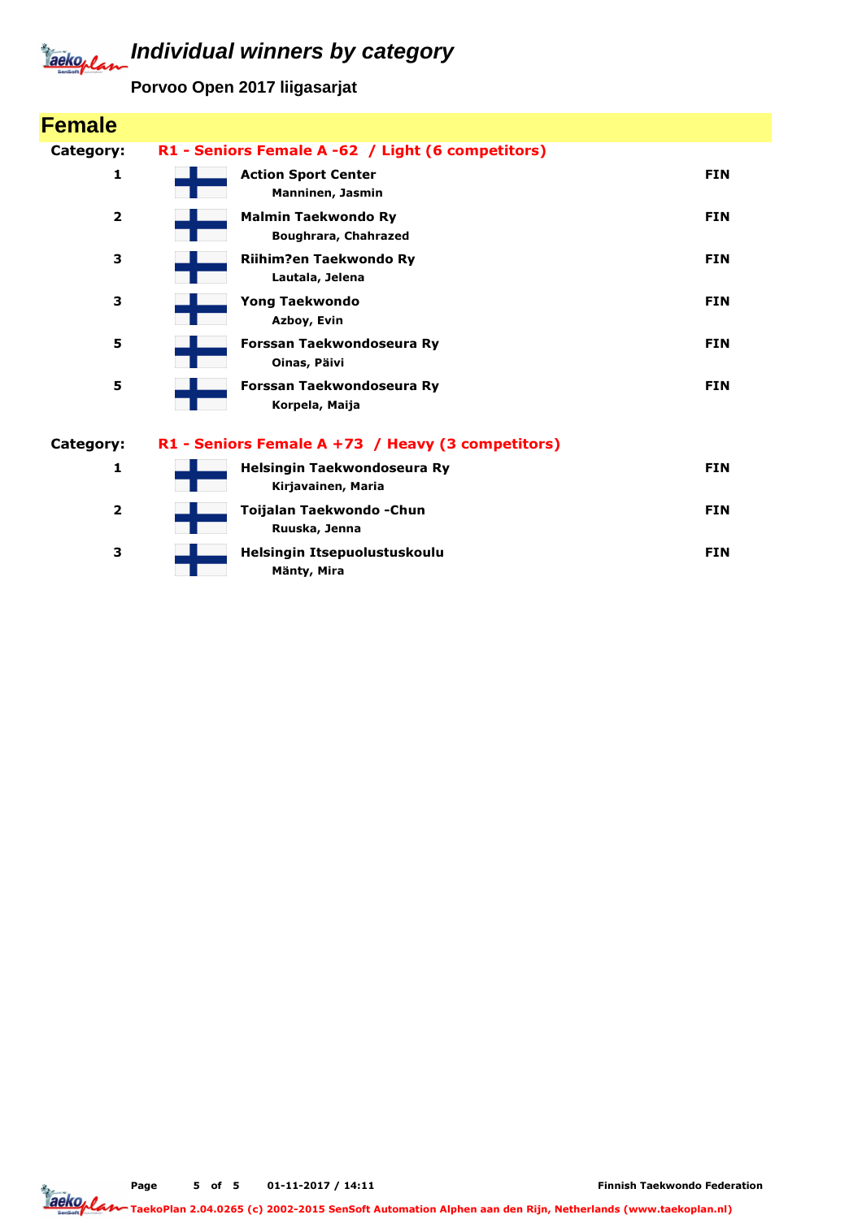# Individual winners by category

**Porvoo Open 2017 liigasarjat**

## Female

**Category:** R1 - Seniors Female A -62 / Light (6 competitors)

| | | |
|---|---|---|
| 1 | **Action Sport Center**<br>Manninen, Jasmin | FIN |
| 2 | **Malmin Taekwondo Ry**<br>Boughrara, Chahrazed | FIN |
| 3 | **Riihim?en Taekwondo Ry**<br>Lautala, Jelena | FIN |
| 3 | **Yong Taekwondo**<br>Azboy, Evin | FIN |
| 5 | **Forssan Taekwondoseura Ry**<br>Oinas, Päivi | FIN |
| 5 | **Forssan Taekwondoseura Ry**<br>Korpela, Maija | FIN |

**Category:** R1 - Seniors Female A +73 / Heavy (3 competitors)

| | | |
|---|---|---|
| 1 | **Helsingin Taekwondoseura Ry**<br>Kirjavainen, Maria | FIN |
| 2 | **Toijalan Taekwondo -Chun**<br>Ruuska, Jenna | FIN |
| 3 | **Helsingin Itsepuolustuskoulu**<br>Mänty, Mira | FIN |